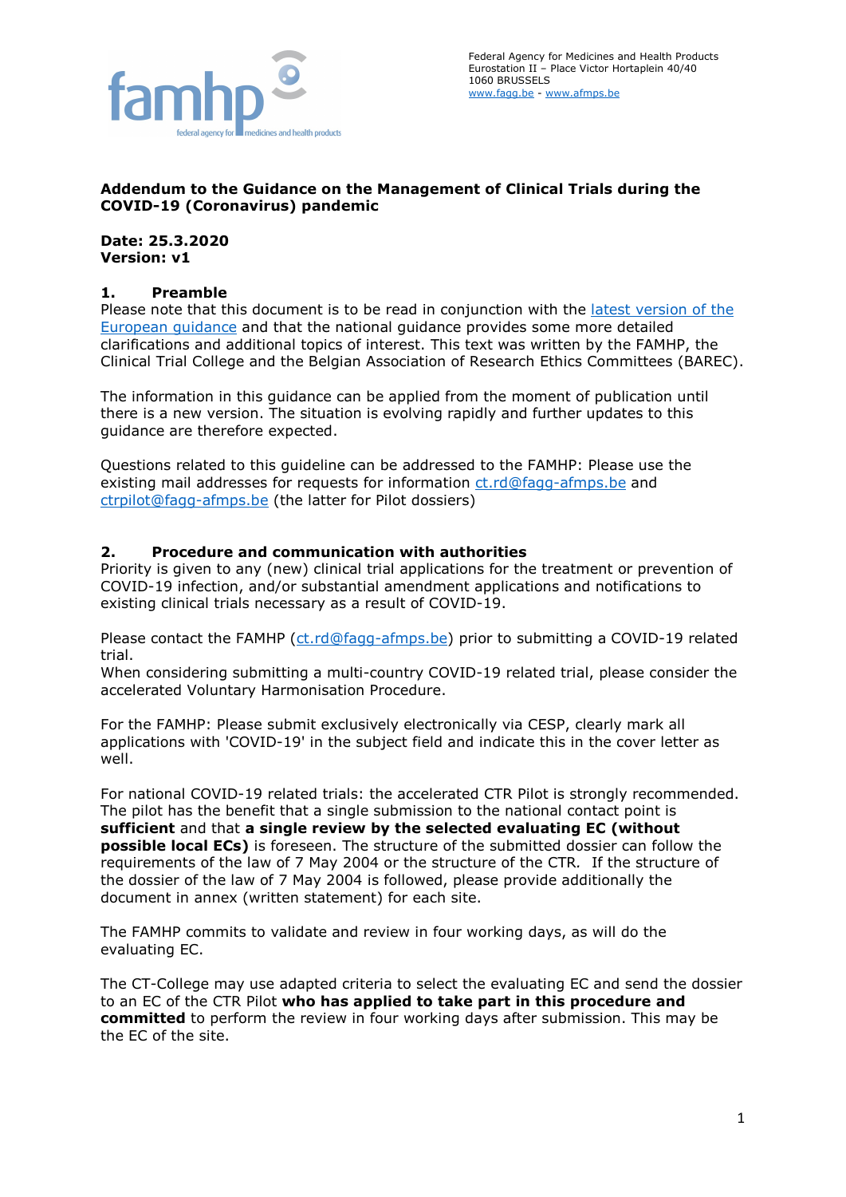Federal Agency for Medicines and Health Products
Eurostation II – Place Victor Hortaplein 40/40
1060 BRUSSELS
www.fagg.be - www.afmps.be

# Addendum to the Guidance on the Management of Clinical Trials during the COVID-19 (Coronavirus) pandemic

**Date: 25.3.2020**
**Version: v1**

## 1. Preamble

Please note that this document is to be read in conjunction with the latest version of the European guidance and that the national guidance provides some more detailed clarifications and additional topics of interest. This text was written by the FAMHP, the Clinical Trial College and the Belgian Association of Research Ethics Committees (BAREC).

The information in this guidance can be applied from the moment of publication until there is a new version. The situation is evolving rapidly and further updates to this guidance are therefore expected.

Questions related to this guideline can be addressed to the FAMHP: Please use the existing mail addresses for requests for information ct.rd@fagg-afmps.be and ctrpilot@fagg-afmps.be (the latter for Pilot dossiers)

## 2. Procedure and communication with authorities

Priority is given to any (new) clinical trial applications for the treatment or prevention of COVID-19 infection, and/or substantial amendment applications and notifications to existing clinical trials necessary as a result of COVID-19.

Please contact the FAMHP (ct.rd@fagg-afmps.be) prior to submitting a COVID-19 related trial.
When considering submitting a multi-country COVID-19 related trial, please consider the accelerated Voluntary Harmonisation Procedure.

For the FAMHP: Please submit exclusively electronically via CESP, clearly mark all applications with 'COVID-19' in the subject field and indicate this in the cover letter as well.

For national COVID-19 related trials: the accelerated CTR Pilot is strongly recommended. The pilot has the benefit that a single submission to the national contact point is **sufficient** and that **a single review by the selected evaluating EC (without possible local ECs)** is foreseen. The structure of the submitted dossier can follow the requirements of the law of 7 May 2004 or the structure of the CTR. If the structure of the dossier of the law of 7 May 2004 is followed, please provide additionally the document in annex (written statement) for each site.

The FAMHP commits to validate and review in four working days, as will do the evaluating EC.

The CT-College may use adapted criteria to select the evaluating EC and send the dossier to an EC of the CTR Pilot **who has applied to take part in this procedure and committed** to perform the review in four working days after submission. This may be the EC of the site.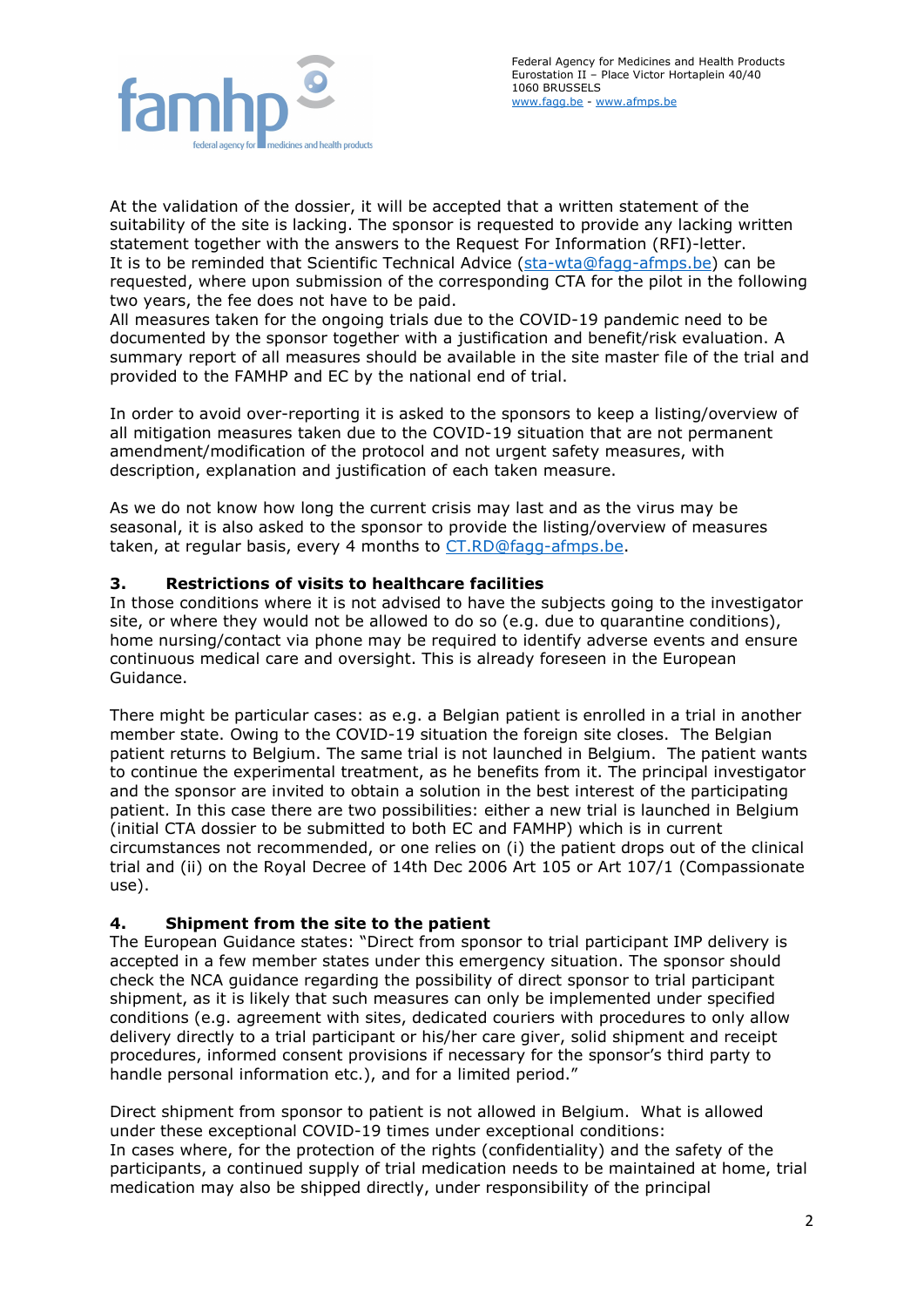At the validation of the dossier, it will be accepted that a written statement of the suitability of the site is lacking. The sponsor is requested to provide any lacking written statement together with the answers to the Request For Information (RFI)-letter.
It is to be reminded that Scientific Technical Advice (sta-wta@fagg-afmps.be) can be requested, where upon submission of the corresponding CTA for the pilot in the following two years, the fee does not have to be paid.
All measures taken for the ongoing trials due to the COVID-19 pandemic need to be documented by the sponsor together with a justification and benefit/risk evaluation. A summary report of all measures should be available in the site master file of the trial and provided to the FAMHP and EC by the national end of trial.

In order to avoid over-reporting it is asked to the sponsors to keep a listing/overview of all mitigation measures taken due to the COVID-19 situation that are not permanent amendment/modification of the protocol and not urgent safety measures, with description, explanation and justification of each taken measure.

As we do not know how long the current crisis may last and as the virus may be seasonal, it is also asked to the sponsor to provide the listing/overview of measures taken, at regular basis, every 4 months to CT.RD@fagg-afmps.be.

## 3. Restrictions of visits to healthcare facilities

In those conditions where it is not advised to have the subjects going to the investigator site, or where they would not be allowed to do so (e.g. due to quarantine conditions), home nursing/contact via phone may be required to identify adverse events and ensure continuous medical care and oversight. This is already foreseen in the European Guidance.

There might be particular cases: as e.g. a Belgian patient is enrolled in a trial in another member state. Owing to the COVID-19 situation the foreign site closes. The Belgian patient returns to Belgium. The same trial is not launched in Belgium. The patient wants to continue the experimental treatment, as he benefits from it. The principal investigator and the sponsor are invited to obtain a solution in the best interest of the participating patient. In this case there are two possibilities: either a new trial is launched in Belgium (initial CTA dossier to be submitted to both EC and FAMHP) which is in current circumstances not recommended, or one relies on (i) the patient drops out of the clinical trial and (ii) on the Royal Decree of 14th Dec 2006 Art 105 or Art 107/1 (Compassionate use).

## 4. Shipment from the site to the patient

The European Guidance states: "Direct from sponsor to trial participant IMP delivery is accepted in a few member states under this emergency situation. The sponsor should check the NCA guidance regarding the possibility of direct sponsor to trial participant shipment, as it is likely that such measures can only be implemented under specified conditions (e.g. agreement with sites, dedicated couriers with procedures to only allow delivery directly to a trial participant or his/her care giver, solid shipment and receipt procedures, informed consent provisions if necessary for the sponsor's third party to handle personal information etc.), and for a limited period."

Direct shipment from sponsor to patient is not allowed in Belgium. What is allowed under these exceptional COVID-19 times under exceptional conditions:
In cases where, for the protection of the rights (confidentiality) and the safety of the participants, a continued supply of trial medication needs to be maintained at home, trial medication may also be shipped directly, under responsibility of the principal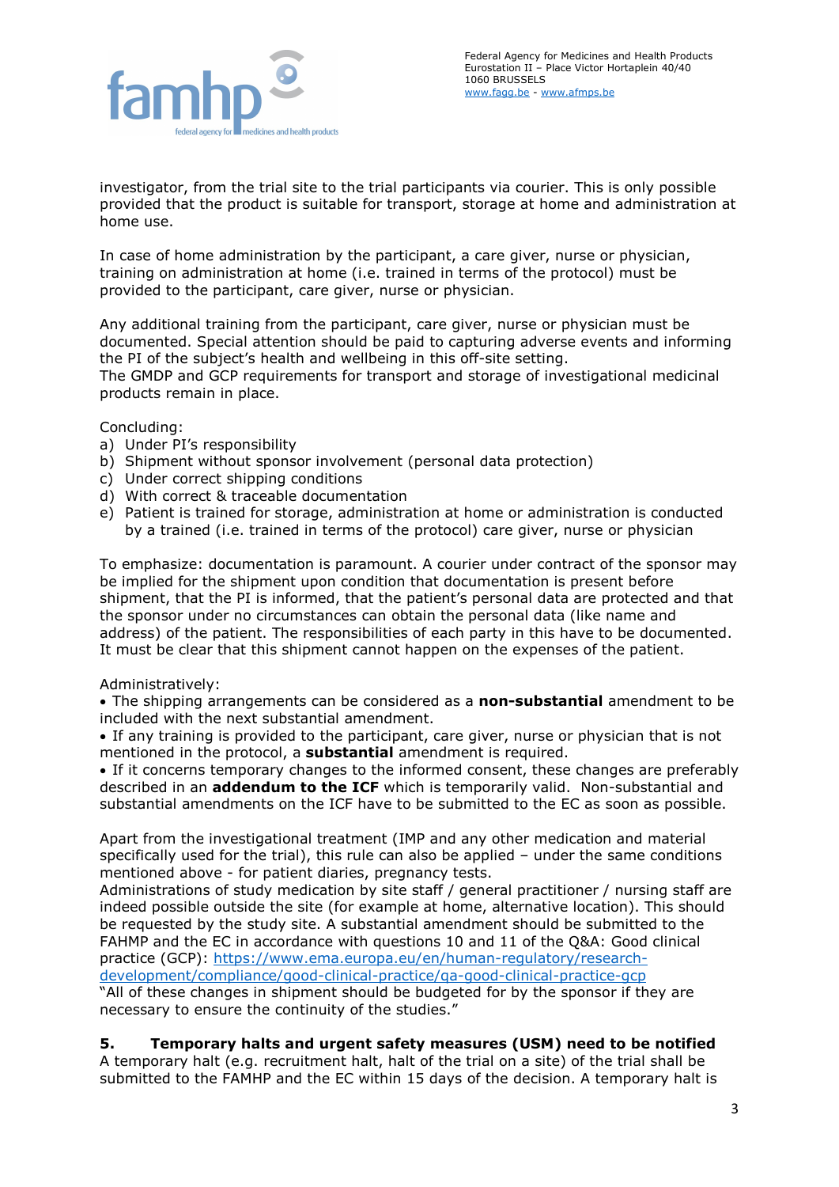investigator, from the trial site to the trial participants via courier. This is only possible provided that the product is suitable for transport, storage at home and administration at home use.

In case of home administration by the participant, a care giver, nurse or physician, training on administration at home (i.e. trained in terms of the protocol) must be provided to the participant, care giver, nurse or physician.

Any additional training from the participant, care giver, nurse or physician must be documented. Special attention should be paid to capturing adverse events and informing the PI of the subject's health and wellbeing in this off-site setting.
The GMDP and GCP requirements for transport and storage of investigational medicinal products remain in place.

Concluding:
a) Under PI's responsibility
b) Shipment without sponsor involvement (personal data protection)
c) Under correct shipping conditions
d) With correct & traceable documentation
e) Patient is trained for storage, administration at home or administration is conducted by a trained (i.e. trained in terms of the protocol) care giver, nurse or physician

To emphasize: documentation is paramount. A courier under contract of the sponsor may be implied for the shipment upon condition that documentation is present before shipment, that the PI is informed, that the patient's personal data are protected and that the sponsor under no circumstances can obtain the personal data (like name and address) of the patient. The responsibilities of each party in this have to be documented. It must be clear that this shipment cannot happen on the expenses of the patient.

Administratively:
- The shipping arrangements can be considered as a **non-substantial** amendment to be included with the next substantial amendment.
- If any training is provided to the participant, care giver, nurse or physician that is not mentioned in the protocol, a **substantial** amendment is required.
- If it concerns temporary changes to the informed consent, these changes are preferably described in an **addendum to the ICF** which is temporarily valid. Non-substantial and substantial amendments on the ICF have to be submitted to the EC as soon as possible.

Apart from the investigational treatment (IMP and any other medication and material specifically used for the trial), this rule can also be applied – under the same conditions mentioned above - for patient diaries, pregnancy tests.
Administrations of study medication by site staff / general practitioner / nursing staff are indeed possible outside the site (for example at home, alternative location). This should be requested by the study site. A substantial amendment should be submitted to the FAHMP and the EC in accordance with questions 10 and 11 of the Q&A: Good clinical practice (GCP): [https://www.ema.europa.eu/en/human-regulatory/research-development/compliance/good-clinical-practice/qa-good-clinical-practice-gcp](https://www.ema.europa.eu/en/human-regulatory/research-development/compliance/good-clinical-practice/qa-good-clinical-practice-gcp)
"All of these changes in shipment should be budgeted for by the sponsor if they are necessary to ensure the continuity of the studies."

## 5. Temporary halts and urgent safety measures (USM) need to be notified

A temporary halt (e.g. recruitment halt, halt of the trial on a site) of the trial shall be submitted to the FAMHP and the EC within 15 days of the decision. A temporary halt is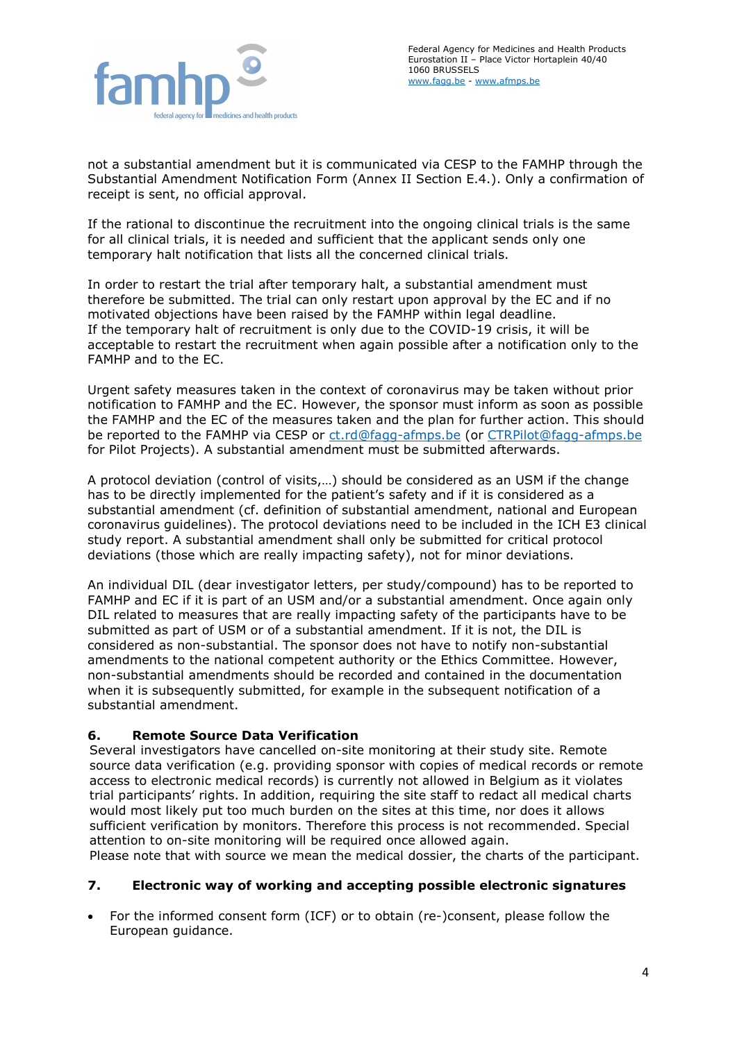not a substantial amendment but it is communicated via CESP to the FAMHP through the Substantial Amendment Notification Form (Annex II Section E.4.). Only a confirmation of receipt is sent, no official approval.

If the rational to discontinue the recruitment into the ongoing clinical trials is the same for all clinical trials, it is needed and sufficient that the applicant sends only one temporary halt notification that lists all the concerned clinical trials.

In order to restart the trial after temporary halt, a substantial amendment must therefore be submitted. The trial can only restart upon approval by the EC and if no motivated objections have been raised by the FAMHP within legal deadline.
If the temporary halt of recruitment is only due to the COVID-19 crisis, it will be acceptable to restart the recruitment when again possible after a notification only to the FAMHP and to the EC.

Urgent safety measures taken in the context of coronavirus may be taken without prior notification to FAMHP and the EC. However, the sponsor must inform as soon as possible the FAMHP and the EC of the measures taken and the plan for further action. This should be reported to the FAMHP via CESP or ct.rd@fagg-afmps.be (or CTRPilot@fagg-afmps.be for Pilot Projects). A substantial amendment must be submitted afterwards.

A protocol deviation (control of visits,…) should be considered as an USM if the change has to be directly implemented for the patient's safety and if it is considered as a substantial amendment (cf. definition of substantial amendment, national and European coronavirus guidelines). The protocol deviations need to be included in the ICH E3 clinical study report. A substantial amendment shall only be submitted for critical protocol deviations (those which are really impacting safety), not for minor deviations.

An individual DIL (dear investigator letters, per study/compound) has to be reported to FAMHP and EC if it is part of an USM and/or a substantial amendment. Once again only DIL related to measures that are really impacting safety of the participants have to be submitted as part of USM or of a substantial amendment. If it is not, the DIL is considered as non-substantial. The sponsor does not have to notify non-substantial amendments to the national competent authority or the Ethics Committee. However, non-substantial amendments should be recorded and contained in the documentation when it is subsequently submitted, for example in the subsequent notification of a substantial amendment.

## 6. Remote Source Data Verification

Several investigators have cancelled on-site monitoring at their study site. Remote source data verification (e.g. providing sponsor with copies of medical records or remote access to electronic medical records) is currently not allowed in Belgium as it violates trial participants' rights. In addition, requiring the site staff to redact all medical charts would most likely put too much burden on the sites at this time, nor does it allows sufficient verification by monitors. Therefore this process is not recommended. Special attention to on-site monitoring will be required once allowed again.
Please note that with source we mean the medical dossier, the charts of the participant.

## 7. Electronic way of working and accepting possible electronic signatures

- For the informed consent form (ICF) or to obtain (re-)consent, please follow the European guidance.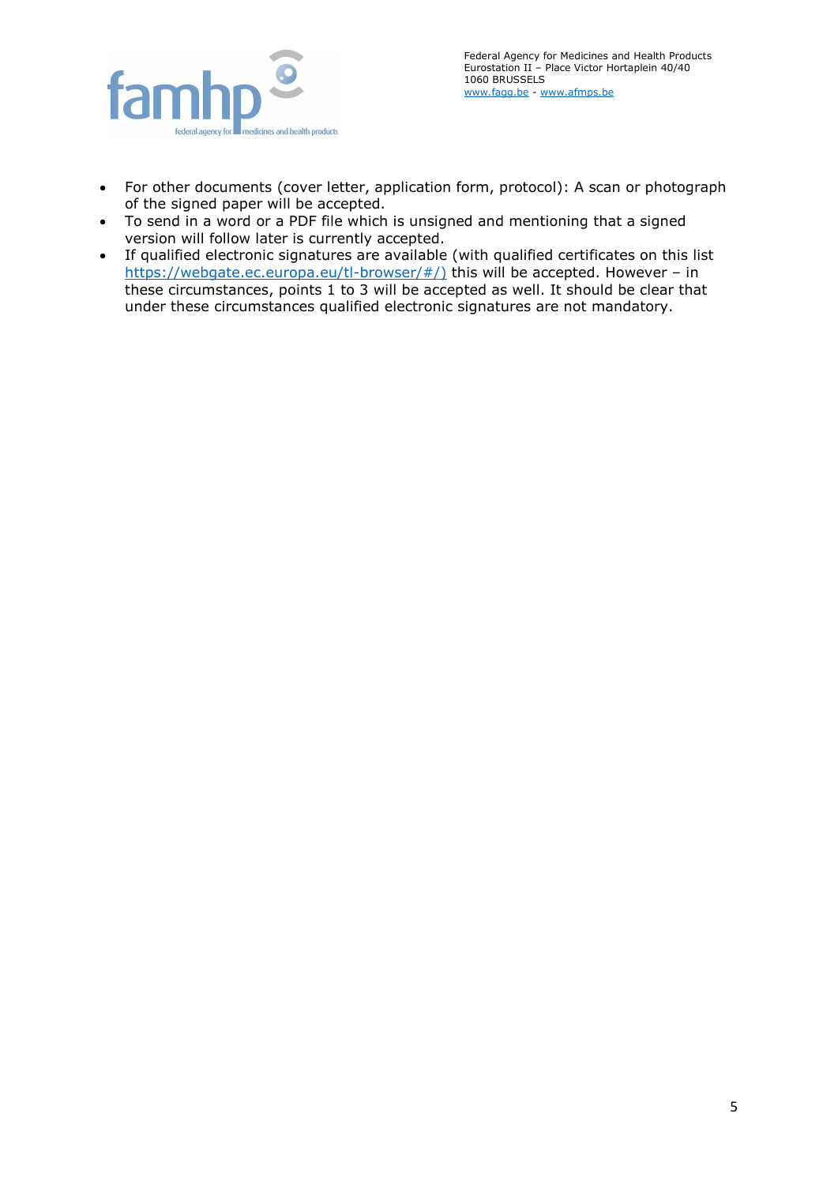- For other documents (cover letter, application form, protocol): A scan or photograph of the signed paper will be accepted.
- To send in a word or a PDF file which is unsigned and mentioning that a signed version will follow later is currently accepted.
- If qualified electronic signatures are available (with qualified certificates on this list https://webgate.ec.europa.eu/tl-browser/#/) this will be accepted. However – in these circumstances, points 1 to 3 will be accepted as well. It should be clear that under these circumstances qualified electronic signatures are not mandatory.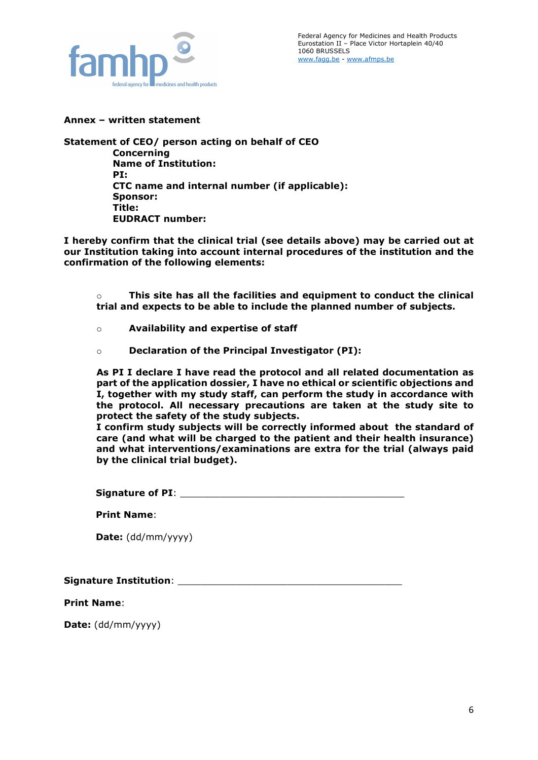Federal Agency for Medicines and Health Products
Eurostation II – Place Victor Hortaplein 40/40
1060 BRUSSELS
www.fagg.be - www.afmps.be

**Annex – written statement**

**Statement of CEO/ person acting on behalf of CEO**

**Concerning**
**Name of Institution:**
**PI:**
**CTC name and internal number (if applicable):**
**Sponsor:**
**Title:**
**EUDRACT number:**

**I hereby confirm that the clinical trial (see details above) may be carried out at our Institution taking into account internal procedures of the institution and the confirmation of the following elements:**

- **This site has all the facilities and equipment to conduct the clinical trial and expects to be able to include the planned number of subjects.**
- **Availability and expertise of staff**
- **Declaration of the Principal Investigator (PI):**

**As PI I declare I have read the protocol and all related documentation as part of the application dossier, I have no ethical or scientific objections and I, together with my study staff, can perform the study in accordance with the protocol. All necessary precautions are taken at the study site to protect the safety of the study subjects.**
**I confirm study subjects will be correctly informed about the standard of care (and what will be charged to the patient and their health insurance) and what interventions/examinations are extra for the trial (always paid by the clinical trial budget).**

**Signature of PI**: ________________________________________

**Print Name**:

**Date:** (dd/mm/yyyy)

**Signature Institution**: ________________________________________

**Print Name**:

**Date:** (dd/mm/yyyy)